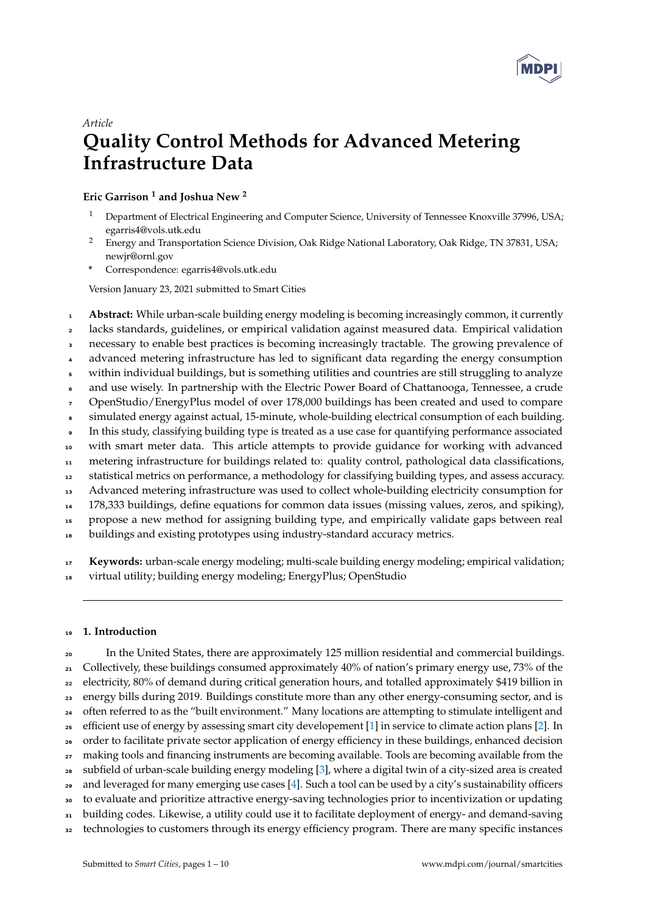*Article*

# Quality Control Methods for Advanced Metering Infrastructure Data

**Eric Garrison [1] and Joshua New [2]**

[1] Department of Electrical Engineering and Computer Science, University of Tennessee Knoxville 37996, USA; egarris4@vols.utk.edu

[2] Energy and Transportation Science Division, Oak Ridge National Laboratory, Oak Ridge, TN 37831, USA; newjr@ornl.gov

\* Correspondence: egarris4@vols.utk.edu

Version January 23, 2021 submitted to Smart Cities

**Abstract:** While urban-scale building energy modeling is becoming increasingly common, it currently lacks standards, guidelines, or empirical validation against measured data. Empirical validation necessary to enable best practices is becoming increasingly tractable. The growing prevalence of advanced metering infrastructure has led to significant data regarding the energy consumption within individual buildings, but is something utilities and countries are still struggling to analyze and use wisely. In partnership with the Electric Power Board of Chattanooga, Tennessee, a crude OpenStudio/EnergyPlus model of over 178,000 buildings has been created and used to compare simulated energy against actual, 15-minute, whole-building electrical consumption of each building. In this study, classifying building type is treated as a use case for quantifying performance associated with smart meter data. This article attempts to provide guidance for working with advanced metering infrastructure for buildings related to: quality control, pathological data classifications, statistical metrics on performance, a methodology for classifying building types, and assess accuracy. Advanced metering infrastructure was used to collect whole-building electricity consumption for 178,333 buildings, define equations for common data issues (missing values, zeros, and spiking), propose a new method for assigning building type, and empirically validate gaps between real buildings and existing prototypes using industry-standard accuracy metrics.

**Keywords:** urban-scale energy modeling; multi-scale building energy modeling; empirical validation; virtual utility; building energy modeling; EnergyPlus; OpenStudio

## 1. Introduction

In the United States, there are approximately 125 million residential and commercial buildings. Collectively, these buildings consumed approximately 40% of nation's primary energy use, 73% of the electricity, 80% of demand during critical generation hours, and totalled approximately $419 billion in energy bills during 2019. Buildings constitute more than any other energy-consuming sector, and is often referred to as the "built environment." Many locations are attempting to stimulate intelligent and efficient use of energy by assessing smart city developement [1] in service to climate action plans [2]. In order to facilitate private sector application of energy efficiency in these buildings, enhanced decision making tools and financing instruments are becoming available. Tools are becoming available from the subfield of urban-scale building energy modeling [3], where a digital twin of a city-sized area is created and leveraged for many emerging use cases [4]. Such a tool can be used by a city's sustainability officers to evaluate and prioritize attractive energy-saving technologies prior to incentivization or updating building codes. Likewise, a utility could use it to facilitate deployment of energy- and demand-saving technologies to customers through its energy efficiency program. There are many specific instances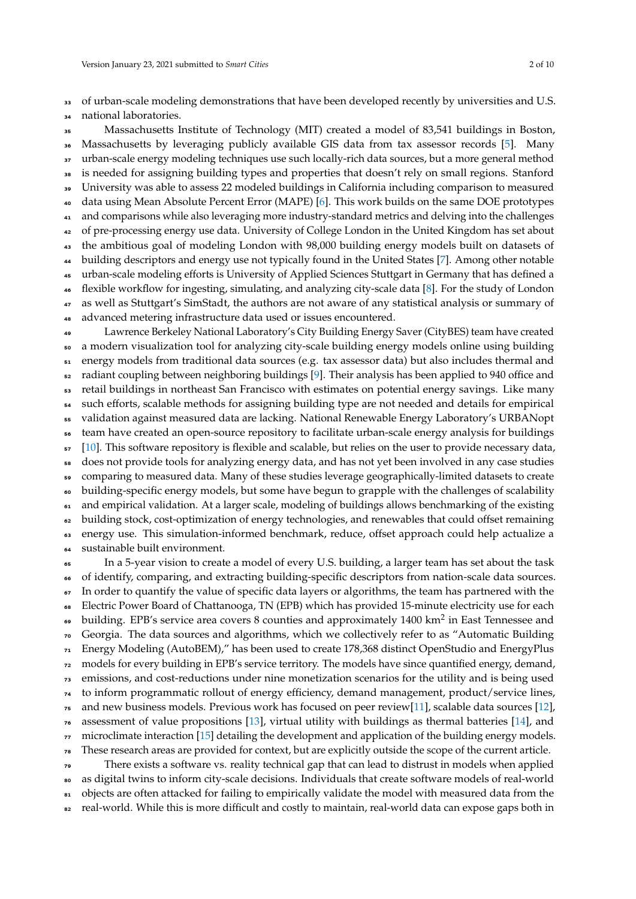of urban-scale modeling demonstrations that have been developed recently by universities and U.S. national laboratories.

Massachusetts Institute of Technology (MIT) created a model of 83,541 buildings in Boston, Massachusetts by leveraging publicly available GIS data from tax assessor records [5]. Many urban-scale energy modeling techniques use such locally-rich data sources, but a more general method is needed for assigning building types and properties that doesn't rely on small regions. Stanford University was able to assess 22 modeled buildings in California including comparison to measured data using Mean Absolute Percent Error (MAPE) [6]. This work builds on the same DOE prototypes and comparisons while also leveraging more industry-standard metrics and delving into the challenges of pre-processing energy use data. University of College London in the United Kingdom has set about the ambitious goal of modeling London with 98,000 building energy models built on datasets of building descriptors and energy use not typically found in the United States [7]. Among other notable urban-scale modeling efforts is University of Applied Sciences Stuttgart in Germany that has defined a flexible workflow for ingesting, simulating, and analyzing city-scale data [8]. For the study of London as well as Stuttgart's SimStadt, the authors are not aware of any statistical analysis or summary of advanced metering infrastructure data used or issues encountered.

Lawrence Berkeley National Laboratory's City Building Energy Saver (CityBES) team have created a modern visualization tool for analyzing city-scale building energy models online using building energy models from traditional data sources (e.g. tax assessor data) but also includes thermal and radiant coupling between neighboring buildings [9]. Their analysis has been applied to 940 office and retail buildings in northeast San Francisco with estimates on potential energy savings. Like many such efforts, scalable methods for assigning building type are not needed and details for empirical validation against measured data are lacking. National Renewable Energy Laboratory's URBANopt team have created an open-source repository to facilitate urban-scale energy analysis for buildings [10]. This software repository is flexible and scalable, but relies on the user to provide necessary data, does not provide tools for analyzing energy data, and has not yet been involved in any case studies comparing to measured data. Many of these studies leverage geographically-limited datasets to create building-specific energy models, but some have begun to grapple with the challenges of scalability and empirical validation. At a larger scale, modeling of buildings allows benchmarking of the existing building stock, cost-optimization of energy technologies, and renewables that could offset remaining energy use. This simulation-informed benchmark, reduce, offset approach could help actualize a sustainable built environment.

In a 5-year vision to create a model of every U.S. building, a larger team has set about the task of identify, comparing, and extracting building-specific descriptors from nation-scale data sources. In order to quantify the value of specific data layers or algorithms, the team has partnered with the Electric Power Board of Chattanooga, TN (EPB) which has provided 15-minute electricity use for each building. EPB's service area covers 8 counties and approximately 1400 km$^2$ in East Tennessee and Georgia. The data sources and algorithms, which we collectively refer to as "Automatic Building Energy Modeling (AutoBEM)," has been used to create 178,368 distinct OpenStudio and EnergyPlus models for every building in EPB's service territory. The models have since quantified energy, demand, emissions, and cost-reductions under nine monetization scenarios for the utility and is being used to inform programmatic rollout of energy efficiency, demand management, product/service lines, and new business models. Previous work has focused on peer review[11], scalable data sources [12], assessment of value propositions [13], virtual utility with buildings as thermal batteries [14], and microclimate interaction [15] detailing the development and application of the building energy models. These research areas are provided for context, but are explicitly outside the scope of the current article.

There exists a software vs. reality technical gap that can lead to distrust in models when applied as digital twins to inform city-scale decisions. Individuals that create software models of real-world objects are often attacked for failing to empirically validate the model with measured data from the real-world. While this is more difficult and costly to maintain, real-world data can expose gaps both in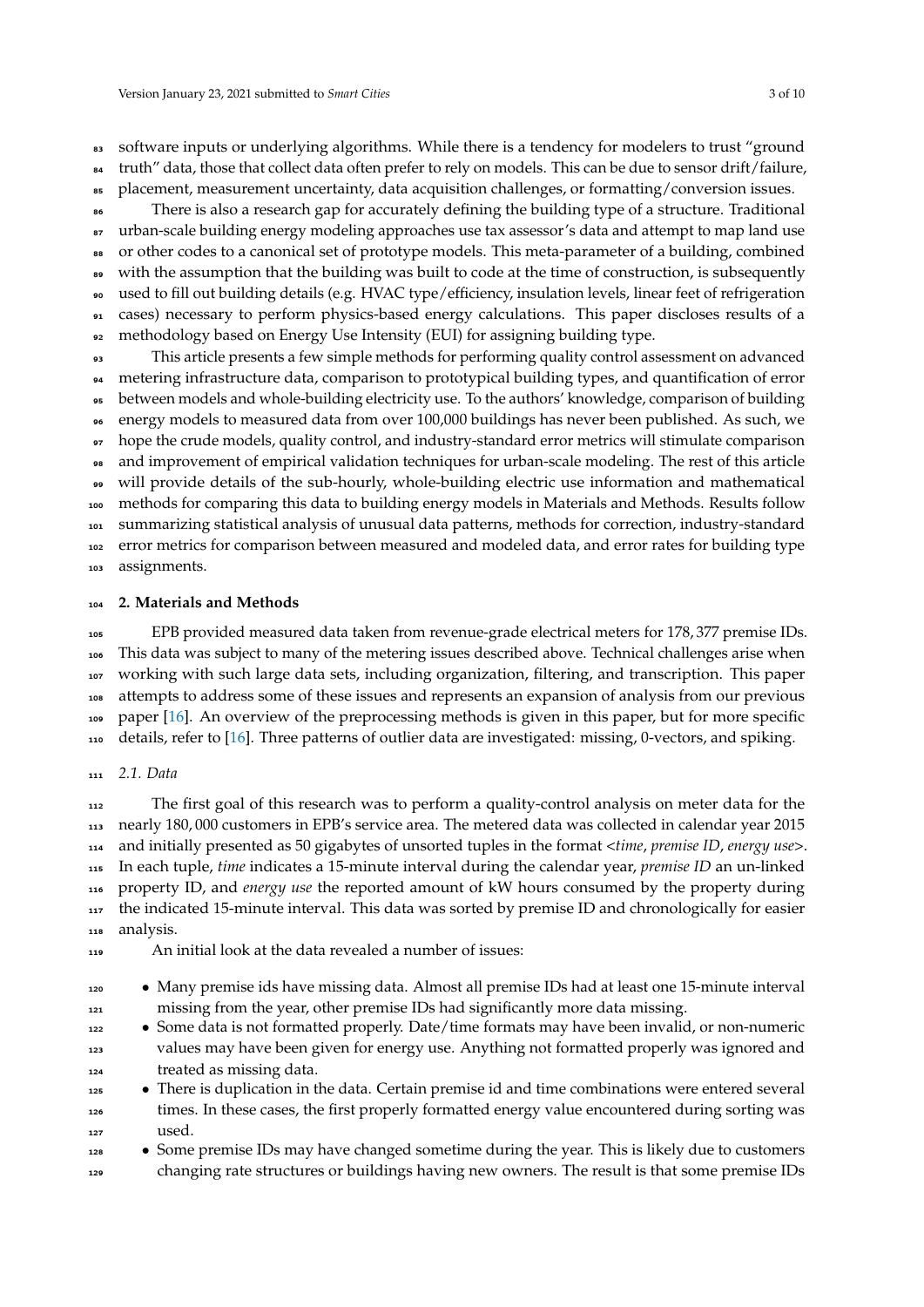software inputs or underlying algorithms. While there is a tendency for modelers to trust "ground truth" data, those that collect data often prefer to rely on models. This can be due to sensor drift/failure, placement, measurement uncertainty, data acquisition challenges, or formatting/conversion issues.

There is also a research gap for accurately defining the building type of a structure. Traditional urban-scale building energy modeling approaches use tax assessor's data and attempt to map land use or other codes to a canonical set of prototype models. This meta-parameter of a building, combined with the assumption that the building was built to code at the time of construction, is subsequently used to fill out building details (e.g. HVAC type/efficiency, insulation levels, linear feet of refrigeration cases) necessary to perform physics-based energy calculations. This paper discloses results of a methodology based on Energy Use Intensity (EUI) for assigning building type.

This article presents a few simple methods for performing quality control assessment on advanced metering infrastructure data, comparison to prototypical building types, and quantification of error between models and whole-building electricity use. To the authors' knowledge, comparison of building energy models to measured data from over 100,000 buildings has never been published. As such, we hope the crude models, quality control, and industry-standard error metrics will stimulate comparison and improvement of empirical validation techniques for urban-scale modeling. The rest of this article will provide details of the sub-hourly, whole-building electric use information and mathematical methods for comparing this data to building energy models in Materials and Methods. Results follow summarizing statistical analysis of unusual data patterns, methods for correction, industry-standard error metrics for comparison between measured and modeled data, and error rates for building type assignments.

## 2. Materials and Methods

EPB provided measured data taken from revenue-grade electrical meters for 178,377 premise IDs. This data was subject to many of the metering issues described above. Technical challenges arise when working with such large data sets, including organization, filtering, and transcription. This paper attempts to address some of these issues and represents an expansion of analysis from our previous paper [16]. An overview of the preprocessing methods is given in this paper, but for more specific details, refer to [16]. Three patterns of outlier data are investigated: missing, 0-vectors, and spiking.

### *2.1. Data*

The first goal of this research was to perform a quality-control analysis on meter data for the nearly 180,000 customers in EPB's service area. The metered data was collected in calendar year 2015 and initially presented as 50 gigabytes of unsorted tuples in the format <*time*, *premise ID*, *energy use*>. In each tuple, *time* indicates a 15-minute interval during the calendar year, *premise ID* an un-linked property ID, and *energy use* the reported amount of kW hours consumed by the property during the indicated 15-minute interval. This data was sorted by premise ID and chronologically for easier analysis.

An initial look at the data revealed a number of issues:

- Many premise ids have missing data. Almost all premise IDs had at least one 15-minute interval missing from the year, other premise IDs had significantly more data missing.
- Some data is not formatted properly. Date/time formats may have been invalid, or non-numeric values may have been given for energy use. Anything not formatted properly was ignored and treated as missing data.
- There is duplication in the data. Certain premise id and time combinations were entered several times. In these cases, the first properly formatted energy value encountered during sorting was used.
- Some premise IDs may have changed sometime during the year. This is likely due to customers changing rate structures or buildings having new owners. The result is that some premise IDs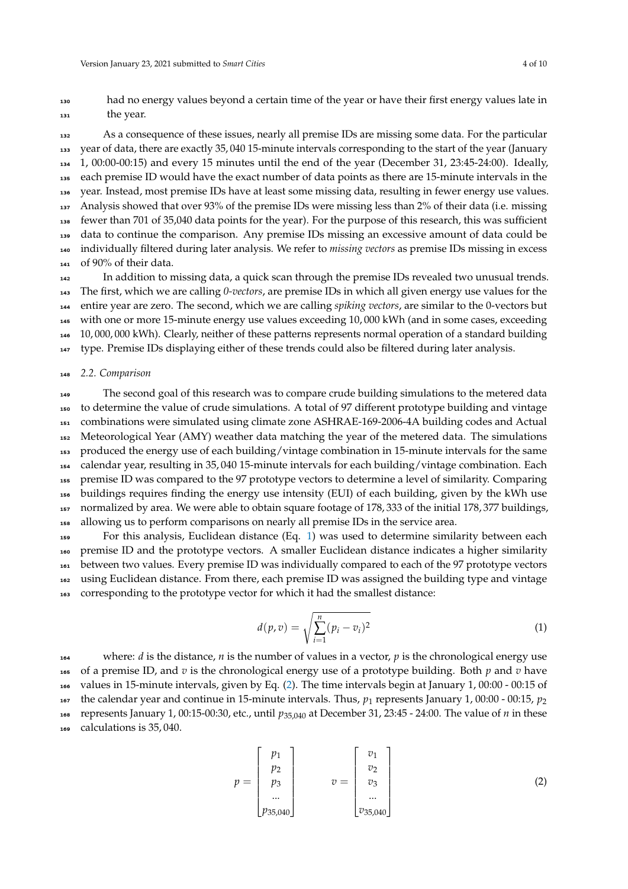had no energy values beyond a certain time of the year or have their first energy values late in the year.

As a consequence of these issues, nearly all premise IDs are missing some data. For the particular year of data, there are exactly 35,040 15-minute intervals corresponding to the start of the year (January 1, 00:00-00:15) and every 15 minutes until the end of the year (December 31, 23:45-24:00). Ideally, each premise ID would have the exact number of data points as there are 15-minute intervals in the year. Instead, most premise IDs have at least some missing data, resulting in fewer energy use values. Analysis showed that over 93% of the premise IDs were missing less than 2% of their data (i.e. missing fewer than 701 of 35,040 data points for the year). For the purpose of this research, this was sufficient data to continue the comparison. Any premise IDs missing an excessive amount of data could be individually filtered during later analysis. We refer to *missing vectors* as premise IDs missing in excess of 90% of their data.

In addition to missing data, a quick scan through the premise IDs revealed two unusual trends. The first, which we are calling *0-vectors*, are premise IDs in which all given energy use values for the entire year are zero. The second, which we are calling *spiking vectors*, are similar to the 0-vectors but with one or more 15-minute energy use values exceeding 10,000 kWh (and in some cases, exceeding 10,000,000 kWh). Clearly, neither of these patterns represents normal operation of a standard building type. Premise IDs displaying either of these trends could also be filtered during later analysis.

### 2.2. Comparison

The second goal of this research was to compare crude building simulations to the metered data to determine the value of crude simulations. A total of 97 different prototype building and vintage combinations were simulated using climate zone ASHRAE-169-2006-4A building codes and Actual Meteorological Year (AMY) weather data matching the year of the metered data. The simulations produced the energy use of each building/vintage combination in 15-minute intervals for the same calendar year, resulting in 35,040 15-minute intervals for each building/vintage combination. Each premise ID was compared to the 97 prototype vectors to determine a level of similarity. Comparing buildings requires finding the energy use intensity (EUI) of each building, given by the kWh use normalized by area. We were able to obtain square footage of 178,333 of the initial 178,377 buildings, allowing us to perform comparisons on nearly all premise IDs in the service area.

For this analysis, Euclidean distance (Eq. 1) was used to determine similarity between each premise ID and the prototype vectors. A smaller Euclidean distance indicates a higher similarity between two values. Every premise ID was individually compared to each of the 97 prototype vectors using Euclidean distance. From there, each premise ID was assigned the building type and vintage corresponding to the prototype vector for which it had the smallest distance:

$$d(p, v) = \sqrt{\sum_{i=1}^{n} (p_i - v_i)^2} \tag{1}$$

where: $d$ is the distance, $n$ is the number of values in a vector, $p$ is the chronological energy use of a premise ID, and $v$ is the chronological energy use of a prototype building. Both $p$ and $v$ have values in 15-minute intervals, given by Eq. (2). The time intervals begin at January 1, 00:00 - 00:15 of the calendar year and continue in 15-minute intervals. Thus, $p_1$ represents January 1, 00:00 - 00:15, $p_2$ represents January 1, 00:15-00:30, etc., until $p_{35,040}$ at December 31, 23:45 - 24:00. The value of $n$ in these calculations is 35,040.

$$p = \begin{bmatrix} p_1 \\ p_2 \\ p_3 \\ \dots \\ p_{35,040} \end{bmatrix} \qquad v = \begin{bmatrix} v_1 \\ v_2 \\ v_3 \\ \dots \\ v_{35,040} \end{bmatrix} \tag{2}$$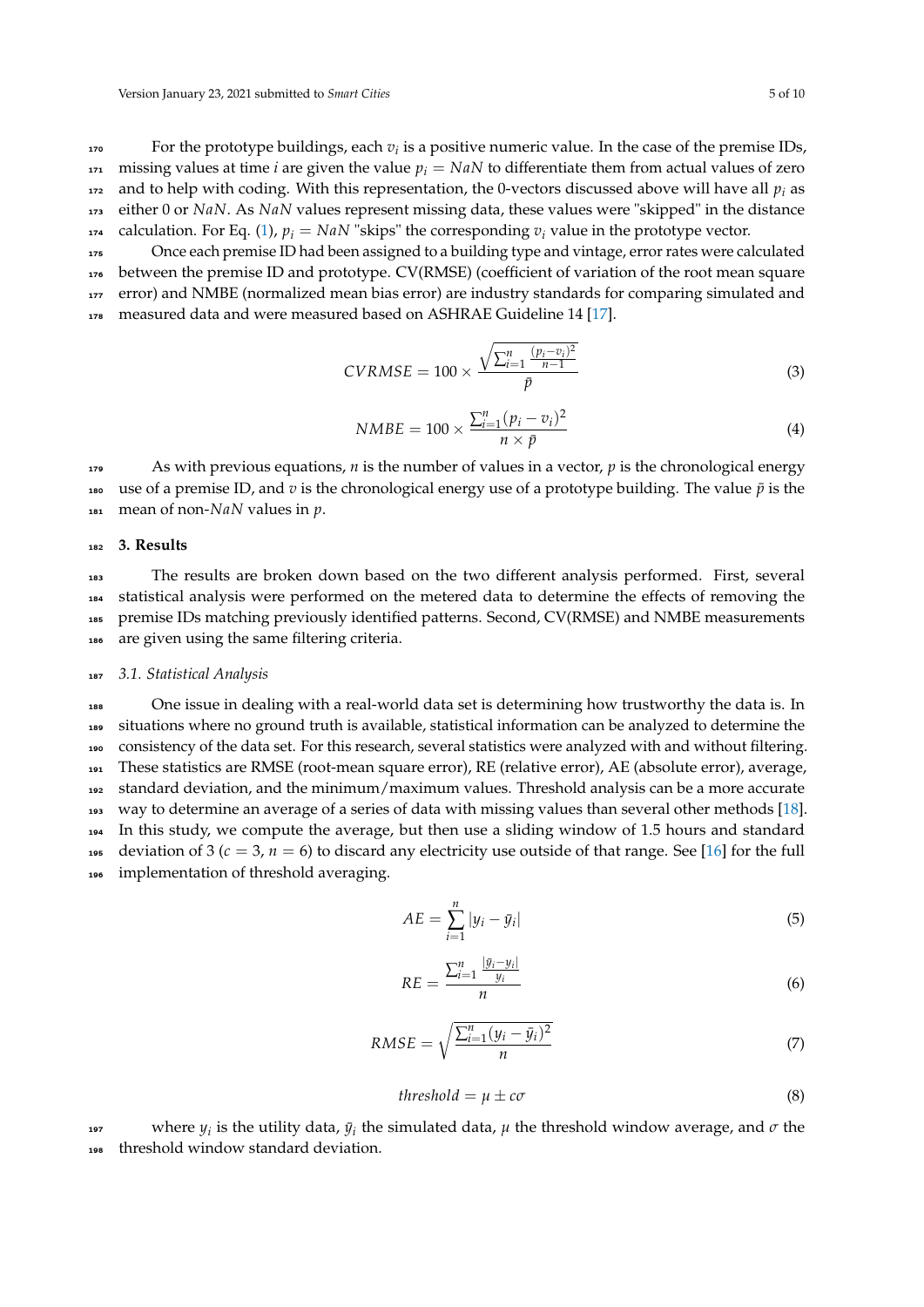For the prototype buildings, each $v_i$ is a positive numeric value. In the case of the premise IDs, missing values at time $i$ are given the value $p_i = NaN$ to differentiate them from actual values of zero and to help with coding. With this representation, the 0-vectors discussed above will have all $p_i$ as either 0 or $NaN$. As $NaN$ values represent missing data, these values were "skipped" in the distance calculation. For Eq. (1), $p_i = NaN$ "skips" the corresponding $v_i$ value in the prototype vector.

Once each premise ID had been assigned to a building type and vintage, error rates were calculated between the premise ID and prototype. CV(RMSE) (coefficient of variation of the root mean square error) and NMBE (normalized mean bias error) are industry standards for comparing simulated and measured data and were measured based on ASHRAE Guideline 14 [17].

$$CVRMSE = 100 \times \frac{\sqrt{\sum_{i=1}^{n} \frac{(p_i - v_i)^2}{n-1}}}{\bar{p}} \tag{3}$$

$$NMBE = 100 \times \frac{\sum_{i=1}^{n} (p_i - v_i)^2}{n \times \bar{p}} \tag{4}$$

As with previous equations, $n$ is the number of values in a vector, $p$ is the chronological energy use of a premise ID, and $v$ is the chronological energy use of a prototype building. The value $\bar{p}$ is the mean of non-$NaN$ values in $p$.

## 3. Results

The results are broken down based on the two different analysis performed. First, several statistical analysis were performed on the metered data to determine the effects of removing the premise IDs matching previously identified patterns. Second, CV(RMSE) and NMBE measurements are given using the same filtering criteria.

### 3.1. Statistical Analysis

One issue in dealing with a real-world data set is determining how trustworthy the data is. In situations where no ground truth is available, statistical information can be analyzed to determine the consistency of the data set. For this research, several statistics were analyzed with and without filtering. These statistics are RMSE (root-mean square error), RE (relative error), AE (absolute error), average, standard deviation, and the minimum/maximum values. Threshold analysis can be a more accurate way to determine an average of a series of data with missing values than several other methods [18]. In this study, we compute the average, but then use a sliding window of 1.5 hours and standard deviation of 3 ($c = 3$, $n = 6$) to discard any electricity use outside of that range. See [16] for the full implementation of threshold averaging.

$$AE = \sum_{i=1}^{n} |y_i - \bar{y}_i| \tag{5}$$

$$RE = \frac{\sum_{i=1}^{n} \frac{|\bar{y}_i - y_i|}{y_i}}{n} \tag{6}$$

$$RMSE = \sqrt{\frac{\sum_{i=1}^{n} (y_i - \bar{y}_i)^2}{n}} \tag{7}$$

$$threshold = \mu \pm c\sigma \tag{8}$$

where $y_i$ is the utility data, $\bar{y}_i$ the simulated data, $\mu$ the threshold window average, and $\sigma$ the threshold window standard deviation.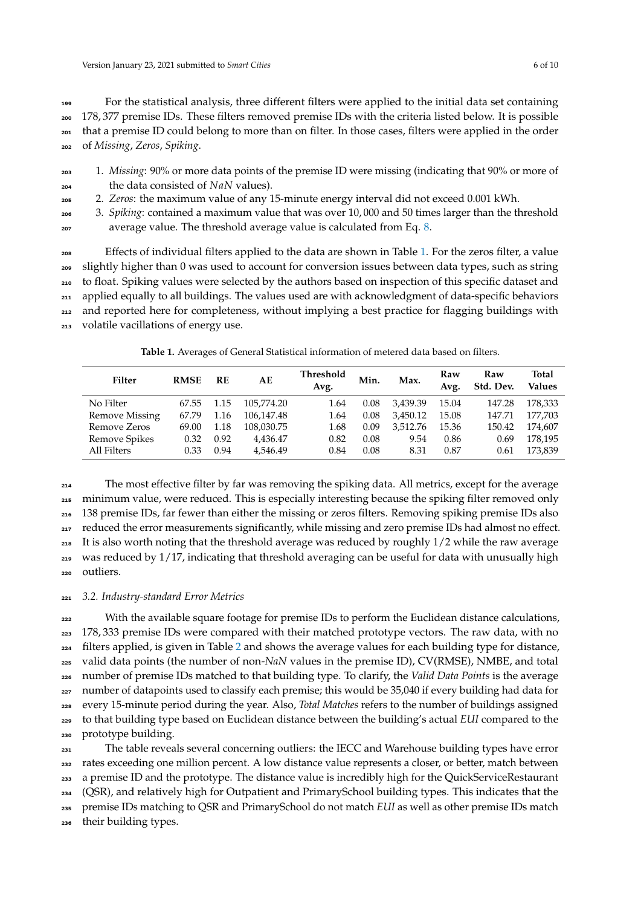For the statistical analysis, three different filters were applied to the initial data set containing 178,377 premise IDs. These filters removed premise IDs with the criteria listed below. It is possible that a premise ID could belong to more than on filter. In those cases, filters were applied in the order of *Missing*, *Zeros*, *Spiking*.

1. *Missing*: 90% or more data points of the premise ID were missing (indicating that 90% or more of the data consisted of *NaN* values).
2. *Zeros*: the maximum value of any 15-minute energy interval did not exceed 0.001 kWh.
3. *Spiking*: contained a maximum value that was over 10,000 and 50 times larger than the threshold average value. The threshold average value is calculated from Eq. 8.

Effects of individual filters applied to the data are shown in Table 1. For the zeros filter, a value slightly higher than 0 was used to account for conversion issues between data types, such as string to float. Spiking values were selected by the authors based on inspection of this specific dataset and applied equally to all buildings. The values used are with acknowledgment of data-specific behaviors and reported here for completeness, without implying a best practice for flagging buildings with volatile vacillations of energy use.

**Table 1.** Averages of General Statistical information of metered data based on filters.

| Filter | RMSE | RE | AE | Threshold Avg. | Min. | Max. | Raw Avg. | Raw Std. Dev. | Total Values |
|---|---|---|---|---|---|---|---|---|---|
| No Filter | 67.55 | 1.15 | 105,774.20 | 1.64 | 0.08 | 3,439.39 | 15.04 | 147.28 | 178,333 |
| Remove Missing | 67.79 | 1.16 | 106,147.48 | 1.64 | 0.08 | 3,450.12 | 15.08 | 147.71 | 177,703 |
| Remove Zeros | 69.00 | 1.18 | 108,030.75 | 1.68 | 0.09 | 3,512.76 | 15.36 | 150.42 | 174,607 |
| Remove Spikes | 0.32 | 0.92 | 4,436.47 | 0.82 | 0.08 | 9.54 | 0.86 | 0.69 | 178,195 |
| All Filters | 0.33 | 0.94 | 4,546.49 | 0.84 | 0.08 | 8.31 | 0.87 | 0.61 | 173,839 |

The most effective filter by far was removing the spiking data. All metrics, except for the average minimum value, were reduced. This is especially interesting because the spiking filter removed only 138 premise IDs, far fewer than either the missing or zeros filters. Removing spiking premise IDs also reduced the error measurements significantly, while missing and zero premise IDs had almost no effect. It is also worth noting that the threshold average was reduced by roughly 1/2 while the raw average was reduced by 1/17, indicating that threshold averaging can be useful for data with unusually high outliers.

### 3.2. Industry-standard Error Metrics

With the available square footage for premise IDs to perform the Euclidean distance calculations, 178,333 premise IDs were compared with their matched prototype vectors. The raw data, with no filters applied, is given in Table 2 and shows the average values for each building type for distance, valid data points (the number of non-*NaN* values in the premise ID), CV(RMSE), NMBE, and total number of premise IDs matched to that building type. To clarify, the *Valid Data Points* is the average number of datapoints used to classify each premise; this would be 35,040 if every building had data for every 15-minute period during the year. Also, *Total Matches* refers to the number of buildings assigned to that building type based on Euclidean distance between the building's actual *EUI* compared to the prototype building.

The table reveals several concerning outliers: the IECC and Warehouse building types have error rates exceeding one million percent. A low distance value represents a closer, or better, match between a premise ID and the prototype. The distance value is incredibly high for the QuickServiceRestaurant (QSR), and relatively high for Outpatient and PrimarySchool building types. This indicates that the premise IDs matching to QSR and PrimarySchool do not match *EUI* as well as other premise IDs match their building types.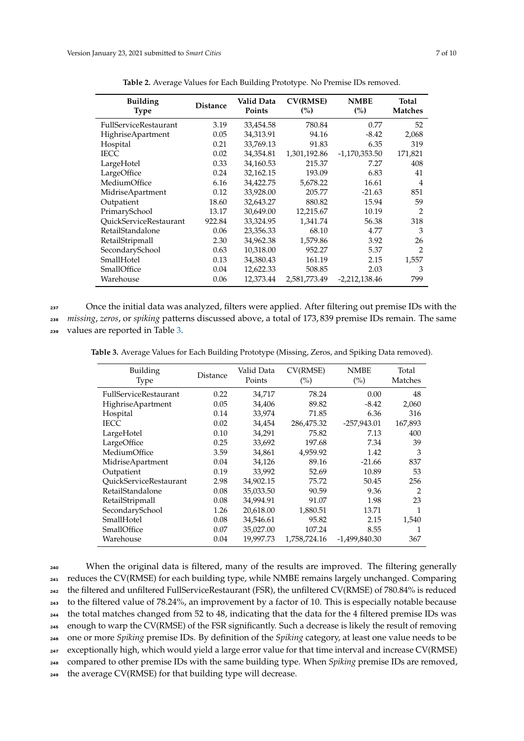**Table 2.** Average Values for Each Building Prototype. No Premise IDs removed.

| Building Type | Distance | Valid Data Points | CV(RMSE) (%) | NMBE (%) | Total Matches |
|---|---|---|---|---|---|
| FullServiceRestaurant | 3.19 | 33,454.58 | 780.84 | 0.77 | 52 |
| HighriseApartment | 0.05 | 34,313.91 | 94.16 | -8.42 | 2,068 |
| Hospital | 0.21 | 33,769.13 | 91.83 | 6.35 | 319 |
| IECC | 0.02 | 34,354.81 | 1,301,192.86 | -1,170,353.50 | 171,821 |
| LargeHotel | 0.33 | 34,160.53 | 215.37 | 7.27 | 408 |
| LargeOffice | 0.24 | 32,162.15 | 193.09 | 6.83 | 41 |
| MediumOffice | 6.16 | 34,422.75 | 5,678.22 | 16.61 | 4 |
| MidriseApartment | 0.12 | 33,928.00 | 205.77 | -21.63 | 851 |
| Outpatient | 18.60 | 32,643.27 | 880.82 | 15.94 | 59 |
| PrimarySchool | 13.17 | 30,649.00 | 12,215.67 | 10.19 | 2 |
| QuickServiceRestaurant | 922.84 | 33,324.95 | 1,341.74 | 56.38 | 318 |
| RetailStandalone | 0.06 | 23,356.33 | 68.10 | 4.77 | 3 |
| RetailStripmall | 2.30 | 34,962.38 | 1,579.86 | 3.92 | 26 |
| SecondarySchool | 0.63 | 10,318.00 | 952.27 | 5.37 | 2 |
| SmallHotel | 0.13 | 34,380.43 | 161.19 | 2.15 | 1,557 |
| SmallOffice | 0.04 | 12,622.33 | 508.85 | 2.03 | 3 |
| Warehouse | 0.06 | 12,373.44 | 2,581,773.49 | -2,212,138.46 | 799 |

Once the initial data was analyzed, filters were applied. After filtering out premise IDs with the *missing*, *zeros*, or *spiking* patterns discussed above, a total of 173,839 premise IDs remain. The same values are reported in Table 3.

**Table 3.** Average Values for Each Building Prototype (Missing, Zeros, and Spiking Data removed).

| Building Type | Distance | Valid Data Points | CV(RMSE) (%) | NMBE (%) | Total Matches |
|---|---|---|---|---|---|
| FullServiceRestaurant | 0.22 | 34,717 | 78.24 | 0.00 | 48 |
| HighriseApartment | 0.05 | 34,406 | 89.82 | -8.42 | 2,060 |
| Hospital | 0.14 | 33,974 | 71.85 | 6.36 | 316 |
| IECC | 0.02 | 34,454 | 286,475.32 | -257,943.01 | 167,893 |
| LargeHotel | 0.10 | 34,291 | 75.82 | 7.13 | 400 |
| LargeOffice | 0.25 | 33,692 | 197.68 | 7.34 | 39 |
| MediumOffice | 3.59 | 34,861 | 4,959.92 | 1.42 | 3 |
| MidriseApartment | 0.04 | 34,126 | 89.16 | -21.66 | 837 |
| Outpatient | 0.19 | 33,992 | 52.69 | 10.89 | 53 |
| QuickServiceRestaurant | 2.98 | 34,902.15 | 75.72 | 50.45 | 256 |
| RetailStandalone | 0.08 | 35,033.50 | 90.59 | 9.36 | 2 |
| RetailStripmall | 0.08 | 34,994.91 | 91.07 | 1.98 | 23 |
| SecondarySchool | 1.26 | 20,618.00 | 1,880.51 | 13.71 | 1 |
| SmallHotel | 0.08 | 34,546.61 | 95.82 | 2.15 | 1,540 |
| SmallOffice | 0.07 | 35,027.00 | 107.24 | 8.55 | 1 |
| Warehouse | 0.04 | 19,997.73 | 1,758,724.16 | -1,499,840.30 | 367 |

When the original data is filtered, many of the results are improved. The filtering generally reduces the CV(RMSE) for each building type, while NMBE remains largely unchanged. Comparing the filtered and unfiltered FullServiceRestaurant (FSR), the unfiltered CV(RMSE) of 780.84% is reduced to the filtered value of 78.24%, an improvement by a factor of 10. This is especially notable because the total matches changed from 52 to 48, indicating that the data for the 4 filtered premise IDs was enough to warp the CV(RMSE) of the FSR significantly. Such a decrease is likely the result of removing one or more *Spiking* premise IDs. By definition of the *Spiking* category, at least one value needs to be exceptionally high, which would yield a large error value for that time interval and increase CV(RMSE) compared to other premise IDs with the same building type. When *Spiking* premise IDs are removed, the average CV(RMSE) for that building type will decrease.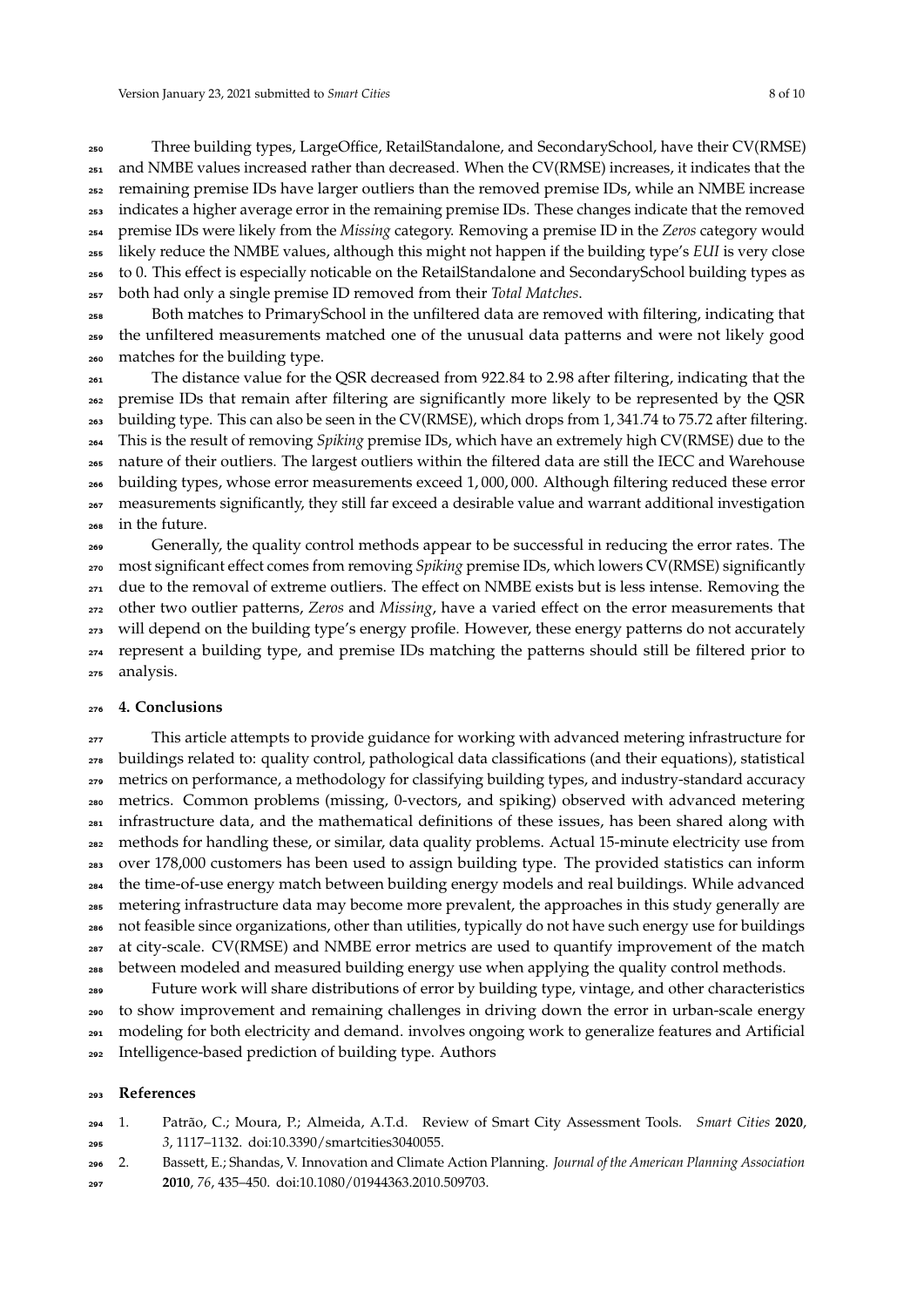Three building types, LargeOffice, RetailStandalone, and SecondarySchool, have their CV(RMSE) and NMBE values increased rather than decreased. When the CV(RMSE) increases, it indicates that the remaining premise IDs have larger outliers than the removed premise IDs, while an NMBE increase indicates a higher average error in the remaining premise IDs. These changes indicate that the removed premise IDs were likely from the *Missing* category. Removing a premise ID in the *Zeros* category would likely reduce the NMBE values, although this might not happen if the building type's *EUI* is very close to 0. This effect is especially noticable on the RetailStandalone and SecondarySchool building types as both had only a single premise ID removed from their *Total Matches*.

Both matches to PrimarySchool in the unfiltered data are removed with filtering, indicating that the unfiltered measurements matched one of the unusual data patterns and were not likely good matches for the building type.

The distance value for the QSR decreased from 922.84 to 2.98 after filtering, indicating that the premise IDs that remain after filtering are significantly more likely to be represented by the QSR building type. This can also be seen in the CV(RMSE), which drops from 1,341.74 to 75.72 after filtering. This is the result of removing *Spiking* premise IDs, which have an extremely high CV(RMSE) due to the nature of their outliers. The largest outliers within the filtered data are still the IECC and Warehouse building types, whose error measurements exceed 1,000,000. Although filtering reduced these error measurements significantly, they still far exceed a desirable value and warrant additional investigation in the future.

Generally, the quality control methods appear to be successful in reducing the error rates. The most significant effect comes from removing *Spiking* premise IDs, which lowers CV(RMSE) significantly due to the removal of extreme outliers. The effect on NMBE exists but is less intense. Removing the other two outlier patterns, *Zeros* and *Missing*, have a varied effect on the error measurements that will depend on the building type's energy profile. However, these energy patterns do not accurately represent a building type, and premise IDs matching the patterns should still be filtered prior to analysis.

## 4. Conclusions

This article attempts to provide guidance for working with advanced metering infrastructure for buildings related to: quality control, pathological data classifications (and their equations), statistical metrics on performance, a methodology for classifying building types, and industry-standard accuracy metrics. Common problems (missing, 0-vectors, and spiking) observed with advanced metering infrastructure data, and the mathematical definitions of these issues, has been shared along with methods for handling these, or similar, data quality problems. Actual 15-minute electricity use from over 178,000 customers has been used to assign building type. The provided statistics can inform the time-of-use energy match between building energy models and real buildings. While advanced metering infrastructure data may become more prevalent, the approaches in this study generally are not feasible since organizations, other than utilities, typically do not have such energy use for buildings at city-scale. CV(RMSE) and NMBE error metrics are used to quantify improvement of the match between modeled and measured building energy use when applying the quality control methods.

Future work will share distributions of error by building type, vintage, and other characteristics to show improvement and remaining challenges in driving down the error in urban-scale energy modeling for both electricity and demand. involves ongoing work to generalize features and Artificial Intelligence-based prediction of building type. Authors

## References

1. Patrão, C.; Moura, P.; Almeida, A.T.d. Review of Smart City Assessment Tools. *Smart Cities* **2020**, *3*, 1117–1132. doi:10.3390/smartcities3040055.
2. Bassett, E.; Shandas, V. Innovation and Climate Action Planning. *Journal of the American Planning Association* **2010**, *76*, 435–450. doi:10.1080/01944363.2010.509703.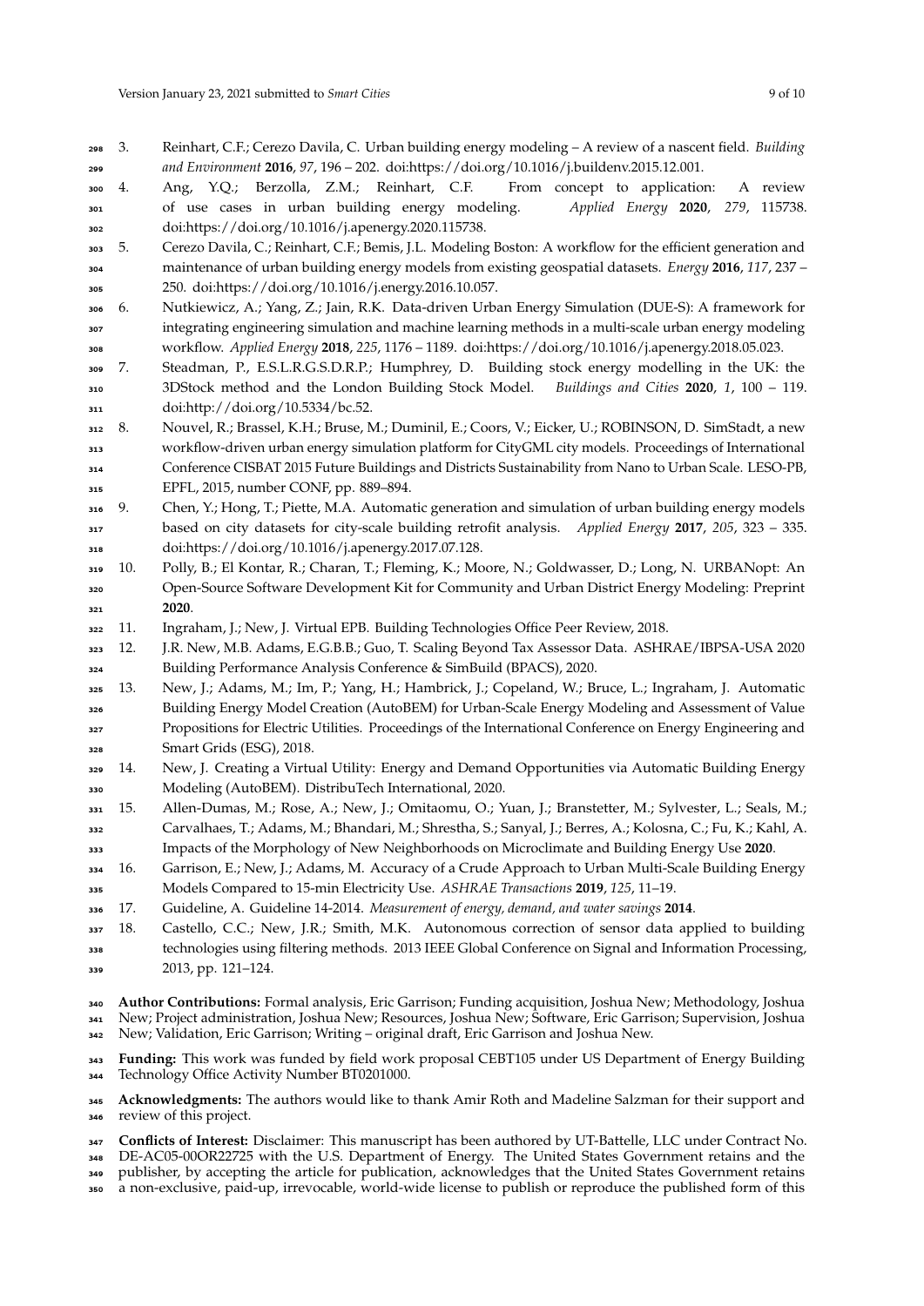3. Reinhart, C.F.; Cerezo Davila, C. Urban building energy modeling – A review of a nascent field. *Building and Environment* **2016**, *97*, 196 – 202. doi:https://doi.org/10.1016/j.buildenv.2015.12.001.
4. Ang, Y.Q.; Berzolla, Z.M.; Reinhart, C.F. From concept to application: A review of use cases in urban building energy modeling. *Applied Energy* **2020**, *279*, 115738. doi:https://doi.org/10.1016/j.apenergy.2020.115738.
5. Cerezo Davila, C.; Reinhart, C.F.; Bemis, J.L. Modeling Boston: A workflow for the efficient generation and maintenance of urban building energy models from existing geospatial datasets. *Energy* **2016**, *117*, 237 – 250. doi:https://doi.org/10.1016/j.energy.2016.10.057.
6. Nutkiewicz, A.; Yang, Z.; Jain, R.K. Data-driven Urban Energy Simulation (DUE-S): A framework for integrating engineering simulation and machine learning methods in a multi-scale urban energy modeling workflow. *Applied Energy* **2018**, *225*, 1176 – 1189. doi:https://doi.org/10.1016/j.apenergy.2018.05.023.
7. Steadman, P., E.S.L.R.G.S.D.R.P.; Humphrey, D. Building stock energy modelling in the UK: the 3DStock method and the London Building Stock Model. *Buildings and Cities* **2020**, *1*, 100 – 119. doi:http://doi.org/10.5334/bc.52.
8. Nouvel, R.; Brassel, K.H.; Bruse, M.; Duminil, E.; Coors, V.; Eicker, U.; ROBINSON, D. SimStadt, a new workflow-driven urban energy simulation platform for CityGML city models. Proceedings of International Conference CISBAT 2015 Future Buildings and Districts Sustainability from Nano to Urban Scale. LESO-PB, EPFL, 2015, number CONF, pp. 889–894.
9. Chen, Y.; Hong, T.; Piette, M.A. Automatic generation and simulation of urban building energy models based on city datasets for city-scale building retrofit analysis. *Applied Energy* **2017**, *205*, 323 – 335. doi:https://doi.org/10.1016/j.apenergy.2017.07.128.
10. Polly, B.; El Kontar, R.; Charan, T.; Fleming, K.; Moore, N.; Goldwasser, D.; Long, N. URBANopt: An Open-Source Software Development Kit for Community and Urban District Energy Modeling: Preprint **2020**.
11. Ingraham, J.; New, J. Virtual EPB. Building Technologies Office Peer Review, 2018.
12. J.R. New, M.B. Adams, E.G.B.B.; Guo, T. Scaling Beyond Tax Assessor Data. ASHRAE/IBPSA-USA 2020 Building Performance Analysis Conference & SimBuild (BPACS), 2020.
13. New, J.; Adams, M.; Im, P.; Yang, H.; Hambrick, J.; Copeland, W.; Bruce, L.; Ingraham, J. Automatic Building Energy Model Creation (AutoBEM) for Urban-Scale Energy Modeling and Assessment of Value Propositions for Electric Utilities. Proceedings of the International Conference on Energy Engineering and Smart Grids (ESG), 2018.
14. New, J. Creating a Virtual Utility: Energy and Demand Opportunities via Automatic Building Energy Modeling (AutoBEM). DistribuTech International, 2020.
15. Allen-Dumas, M.; Rose, A.; New, J.; Omitaomu, O.; Yuan, J.; Branstetter, M.; Sylvester, L.; Seals, M.; Carvalhaes, T.; Adams, M.; Bhandari, M.; Shrestha, S.; Sanyal, J.; Berres, A.; Kolosna, C.; Fu, K.; Kahl, A. Impacts of the Morphology of New Neighborhoods on Microclimate and Building Energy Use **2020**.
16. Garrison, E.; New, J.; Adams, M. Accuracy of a Crude Approach to Urban Multi-Scale Building Energy Models Compared to 15-min Electricity Use. *ASHRAE Transactions* **2019**, *125*, 11–19.
17. Guideline, A. Guideline 14-2014. *Measurement of energy, demand, and water savings* **2014**.
18. Castello, C.C.; New, J.R.; Smith, M.K. Autonomous correction of sensor data applied to building technologies using filtering methods. 2013 IEEE Global Conference on Signal and Information Processing, 2013, pp. 121–124.

**Author Contributions:** Formal analysis, Eric Garrison; Funding acquisition, Joshua New; Methodology, Joshua New; Project administration, Joshua New; Resources, Joshua New; Software, Eric Garrison; Supervision, Joshua New; Validation, Eric Garrison; Writing – original draft, Eric Garrison and Joshua New.

**Funding:** This work was funded by field work proposal CEBT105 under US Department of Energy Building Technology Office Activity Number BT0201000.

**Acknowledgments:** The authors would like to thank Amir Roth and Madeline Salzman for their support and review of this project.

**Conflicts of Interest:** Disclaimer: This manuscript has been authored by UT-Battelle, LLC under Contract No. DE-AC05-00OR22725 with the U.S. Department of Energy. The United States Government retains and the publisher, by accepting the article for publication, acknowledges that the United States Government retains a non-exclusive, paid-up, irrevocable, world-wide license to publish or reproduce the published form of this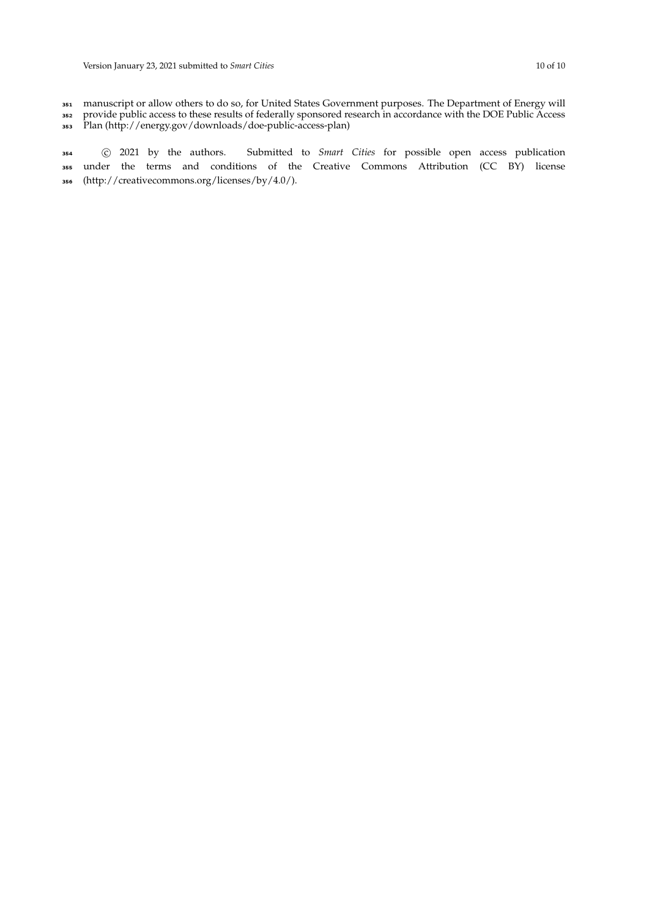manuscript or allow others to do so, for United States Government purposes. The Department of Energy will provide public access to these results of federally sponsored research in accordance with the DOE Public Access Plan (http://energy.gov/downloads/doe-public-access-plan)

© 2021 by the authors. Submitted to *Smart Cities* for possible open access publication under the terms and conditions of the Creative Commons Attribution (CC BY) license (http://creativecommons.org/licenses/by/4.0/).